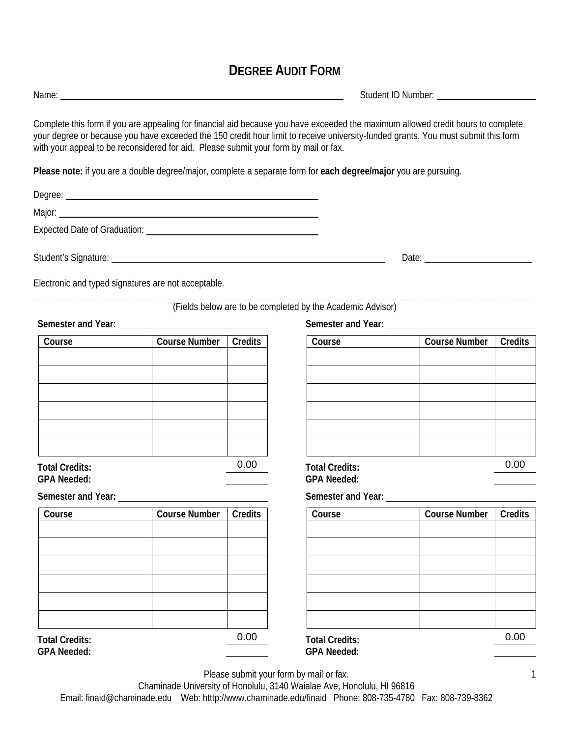# DEGREE AUDIT FORM

Name: ______________________________ Student ID Number: ______________

Complete this form if you are appealing for financial aid because you have exceeded the maximum allowed credit hours to complete your degree or because you have exceeded the 150 credit hour limit to receive university-funded grants. You must submit this form with your appeal to be reconsidered for aid. Please submit your form by mail or fax.

**Please note:** if you are a double degree/major, complete a separate form for **each degree/major** you are pursuing.

Degree: ______________________________

Major: ______________________________

Expected Date of Graduation: ______________________________

Student's Signature: ______________________________ Date: ______________

Electronic and typed signatures are not acceptable.

(Fields below are to be completed by the Academic Advisor)

**Semester and Year:** ______________________________

| Course | Course Number | Credits |
| --- | --- | --- |
| | | |
| | | |
| | | |
| | | |
| | | |
| | | |

**Total Credits:** 0.00
**GPA Needed:** ______

**Semester and Year:** ______________________________

| Course | Course Number | Credits |
| --- | --- | --- |
| | | |
| | | |
| | | |
| | | |
| | | |
| | | |

**Total Credits:** 0.00
**GPA Needed:** ______

**Semester and Year:** ______________________________

| Course | Course Number | Credits |
| --- | --- | --- |
| | | |
| | | |
| | | |
| | | |
| | | |
| | | |

**Total Credits:** 0.00
**GPA Needed:** ______

**Semester and Year:** ______________________________

| Course | Course Number | Credits |
| --- | --- | --- |
| | | |
| | | |
| | | |
| | | |
| | | |
| | | |

**Total Credits:** 0.00
**GPA Needed:** ______

Please submit your form by mail or fax.
Chaminade University of Honolulu, 3140 Waialae Ave, Honolulu, HI 96816
Email: finaid@chaminade.edu Web: htttp://www.chaminade.edu/finaid Phone: 808-735-4780 Fax: 808-739-8362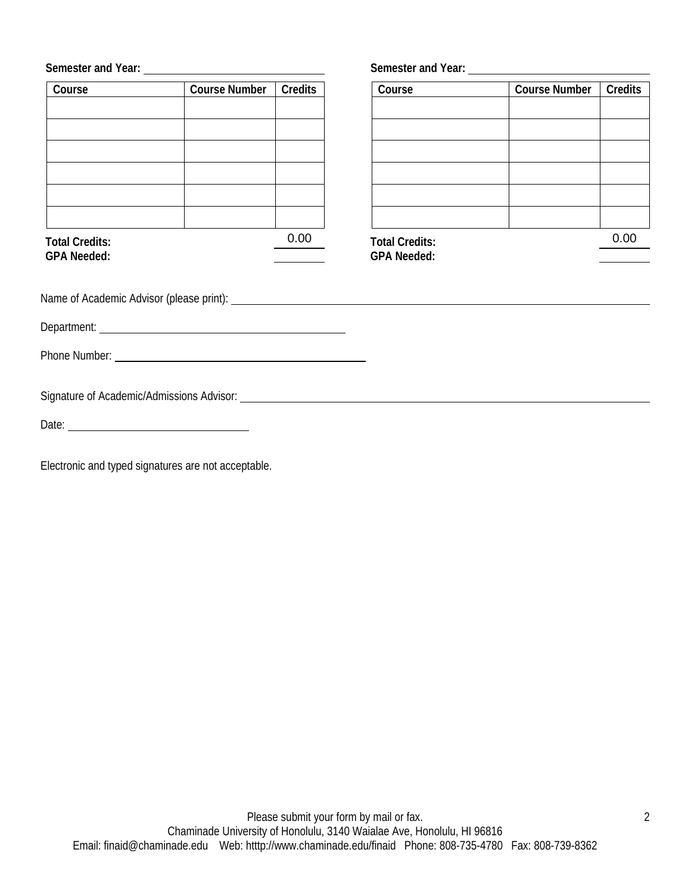**Semester and Year:** ____________________

| Course | Course Number | Credits |
| --- | --- | --- |
| | | |
| | | |
| | | |
| | | |
| | | |
| | | |

**Total Credits:** 0.00

**GPA Needed:** ________

**Semester and Year:** ____________________

| Course | Course Number | Credits |
| --- | --- | --- |
| | | |
| | | |
| | | |
| | | |
| | | |
| | | |

**Total Credits:** 0.00

**GPA Needed:** ________

Name of Academic Advisor (please print): ______________________________________________

Department: ______________________________

Phone Number: ______________________________

Signature of Academic/Admissions Advisor: ______________________________________________

Date: ____________________

Electronic and typed signatures are not acceptable.

Please submit your form by mail or fax.
Chaminade University of Honolulu, 3140 Waialae Ave, Honolulu, HI 96816
Email: finaid@chaminade.edu Web: htttp://www.chaminade.edu/finaid Phone: 808-735-4780 Fax: 808-739-8362